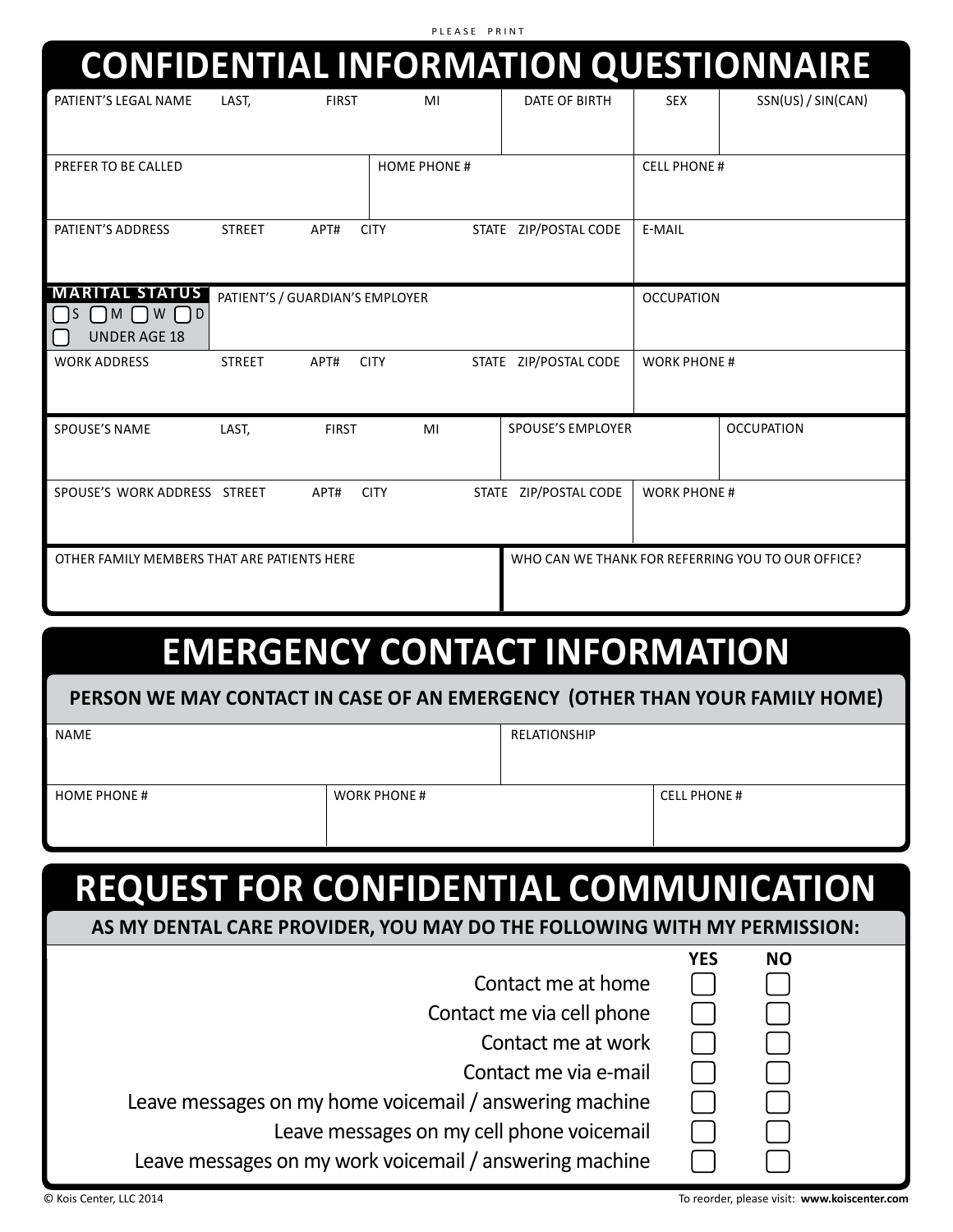PLEASE PRINT

# CONFIDENTIAL INFORMATION QUESTIONNAIRE

| PATIENT'S LEGAL NAME LAST, FIRST MI | DATE OF BIRTH | SEX | SSN(US) / SIN(CAN) |
|---|---|---|---|
| | | | |

| PREFER TO BE CALLED | HOME PHONE # | CELL PHONE # |
|---|---|---|
| | | |

| PATIENT'S ADDRESS STREET APT# CITY STATE ZIP/POSTAL CODE | E-MAIL |
|---|---|
| | |

| MARITAL STATUS | PATIENT'S / GUARDIAN'S EMPLOYER | OCCUPATION |
|---|---|---|
| ☐ S ☐ M ☐ W ☐ D<br>☐ UNDER AGE 18 | | |

| WORK ADDRESS STREET APT# CITY STATE ZIP/POSTAL CODE | WORK PHONE # |
|---|---|
| | |

| SPOUSE'S NAME LAST, FIRST MI | SPOUSE'S EMPLOYER | OCCUPATION |
|---|---|---|
| | | |

| SPOUSE'S WORK ADDRESS STREET APT# CITY STATE ZIP/POSTAL CODE | WORK PHONE # |
|---|---|
| | |

| OTHER FAMILY MEMBERS THAT ARE PATIENTS HERE | WHO CAN WE THANK FOR REFERRING YOU TO OUR OFFICE? |
|---|---|
| | |

# EMERGENCY CONTACT INFORMATION

**PERSON WE MAY CONTACT IN CASE OF AN EMERGENCY (OTHER THAN YOUR FAMILY HOME)**

| NAME | RELATIONSHIP |
|---|---|
| | |

| HOME PHONE # | WORK PHONE # | CELL PHONE # |
|---|---|---|
| | | |

# REQUEST FOR CONFIDENTIAL COMMUNICATION

**AS MY DENTAL CARE PROVIDER, YOU MAY DO THE FOLLOWING WITH MY PERMISSION:**

| | YES | NO |
|---|---|---|
| Contact me at home | ☐ | ☐ |
| Contact me via cell phone | ☐ | ☐ |
| Contact me at work | ☐ | ☐ |
| Contact me via e-mail | ☐ | ☐ |
| Leave messages on my home voicemail / answering machine | ☐ | ☐ |
| Leave messages on my cell phone voicemail | ☐ | ☐ |
| Leave messages on my work voicemail / answering machine | ☐ | ☐ |

© Kois Center, LLC 2014 To reorder, please visit: **www.koiscenter.com**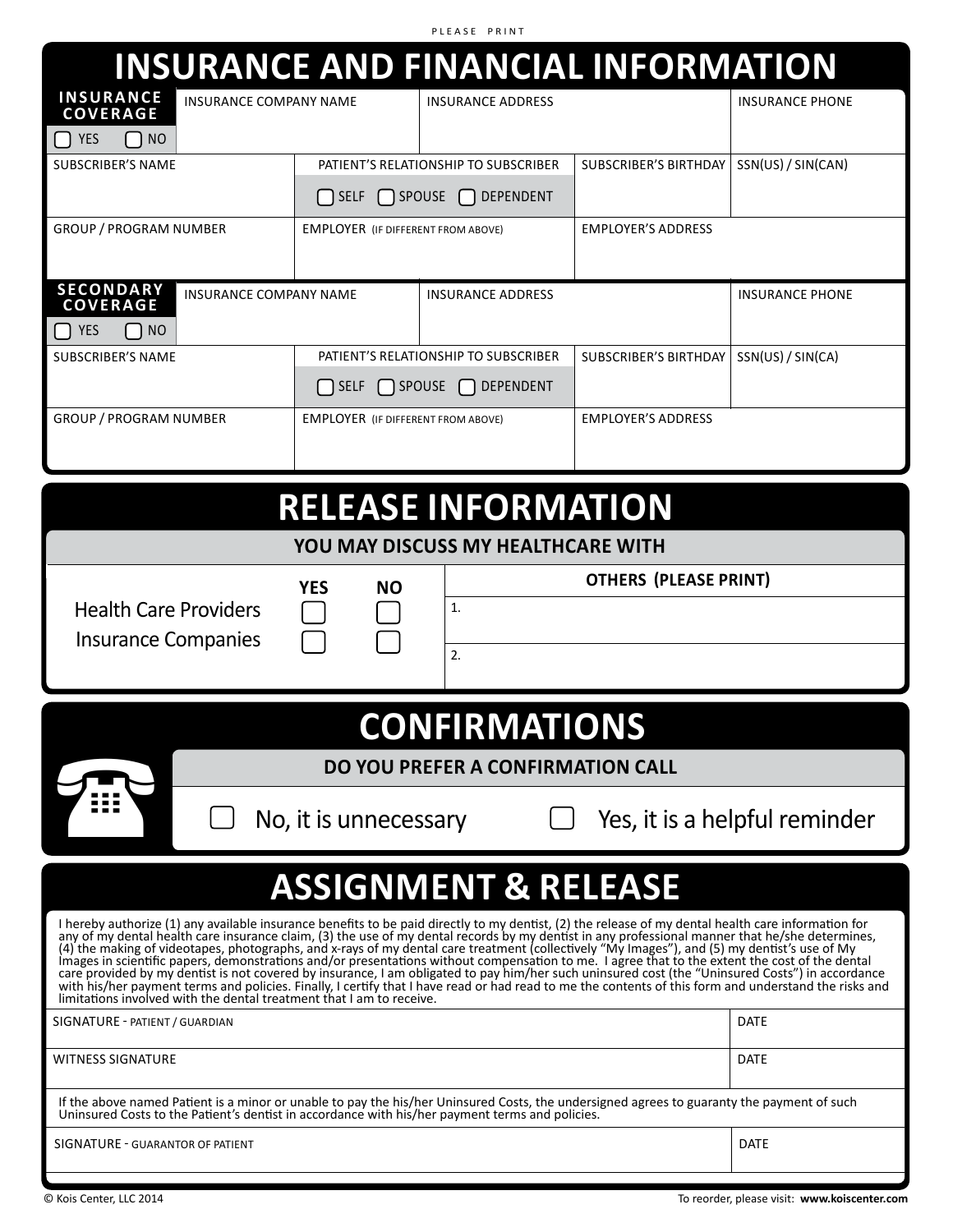PLEASE PRINT

# INSURANCE AND FINANCIAL INFORMATION

| INSURANCE COVERAGE ☐ YES ☐ NO | INSURANCE COMPANY NAME | INSURANCE ADDRESS | | INSURANCE PHONE |
|---|---|---|---|---|
| SUBSCRIBER'S NAME | PATIENT'S RELATIONSHIP TO SUBSCRIBER ☐ SELF ☐ SPOUSE ☐ DEPENDENT | | SUBSCRIBER'S BIRTHDAY | SSN(US) / SIN(CAN) |
| GROUP / PROGRAM NUMBER | EMPLOYER (IF DIFFERENT FROM ABOVE) | | EMPLOYER'S ADDRESS | |

| SECONDARY COVERAGE ☐ YES ☐ NO | INSURANCE COMPANY NAME | INSURANCE ADDRESS | | INSURANCE PHONE |
|---|---|---|---|---|
| SUBSCRIBER'S NAME | PATIENT'S RELATIONSHIP TO SUBSCRIBER ☐ SELF ☐ SPOUSE ☐ DEPENDENT | | SUBSCRIBER'S BIRTHDAY | SSN(US) / SIN(CA) |
| GROUP / PROGRAM NUMBER | EMPLOYER (IF DIFFERENT FROM ABOVE) | | EMPLOYER'S ADDRESS | |

# RELEASE INFORMATION

## YOU MAY DISCUSS MY HEALTHCARE WITH

| | YES | NO | OTHERS (PLEASE PRINT) |
|---|---|---|---|
| Health Care Providers | ☐ | ☐ | 1. |
| Insurance Companies | ☐ | ☐ | 2. |

# CONFIRMATIONS

## DO YOU PREFER A CONFIRMATION CALL

☐ No, it is unnecessary ☐ Yes, it is a helpful reminder

# ASSIGNMENT & RELEASE

I hereby authorize (1) any available insurance benefits to be paid directly to my dentist, (2) the release of my dental health care information for any of my dental health care insurance claim, (3) the use of my dental records by my dentist in any professional manner that he/she determines, (4) the making of videotapes, photographs, and x-rays of my dental care treatment (collectively "My Images"), and (5) my dentist's use of My Images in scientific papers, demonstrations and/or presentations without compensation to me. I agree that to the extent the cost of the dental care provided by my dentist is not covered by insurance, I am obligated to pay him/her such uninsured cost (the "Uninsured Costs") in accordance with his/her payment terms and policies. Finally, I certify that I have read or had read to me the contents of this form and understand the risks and limitations involved with the dental treatment that I am to receive.

| SIGNATURE - PATIENT / GUARDIAN | DATE |
|---|---|
| WITNESS SIGNATURE | DATE |

If the above named Patient is a minor or unable to pay the his/her Uninsured Costs, the undersigned agrees to guaranty the payment of such Uninsured Costs to the Patient's dentist in accordance with his/her payment terms and policies.

| SIGNATURE - GUARANTOR OF PATIENT | DATE |
|---|---|

© Kois Center, LLC 2014

To reorder, please visit: **www.koiscenter.com**